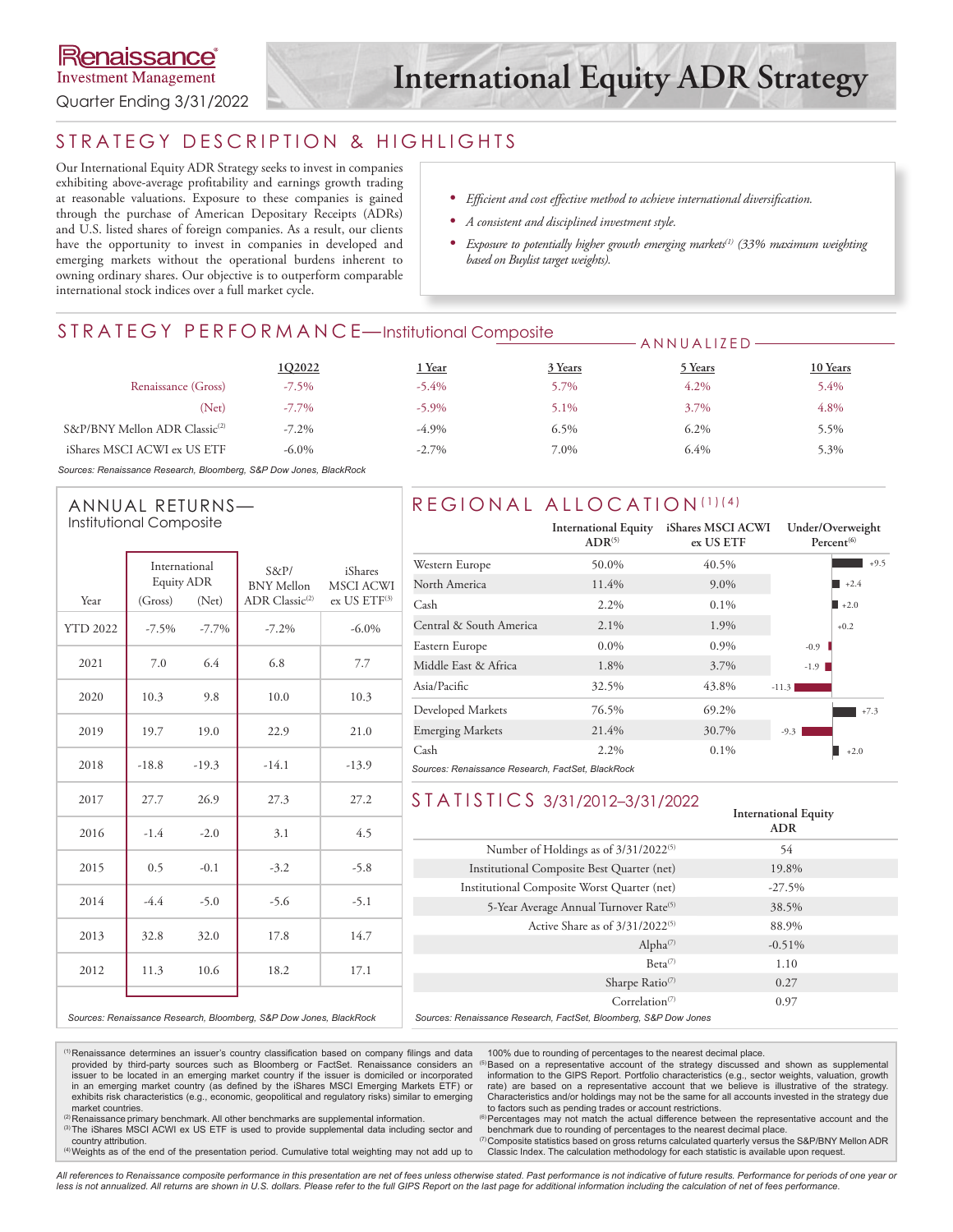Renaissance Investment Management

Quarter Ending 3/31/2022

# International Equity ADR Strategy

## STRATEGY DESCRIPTION & HIGHLIGHTS

Our International Equity ADR Strategy seeks to invest in companies exhibiting above-average profitability and earnings growth trading at reasonable valuations. Exposure to these companies is gained through the purchase of American Depositary Receipts (ADRs) and U.S. listed shares of foreign companies. As a result, our clients have the opportunity to invest in companies in developed and emerging markets without the operational burdens inherent to owning ordinary shares. Our objective is to outperform comparable international stock indices over a full market cycle.

- *Efficient and cost effective method to achieve international diversification.*
- *A consistent and disciplined investment style.*
- *Exposure to potentially higher growth emerging markets[1] (33% maximum weighting based on Buylist target weights).*

## STRATEGY PERFORMANCE—Institutional Composite

| | 1Q2022 | 1 Year (Annualized) | 3 Years (Annualized) | 5 Years (Annualized) | 10 Years (Annualized) |
|---|---|---|---|---|---|
| Renaissance (Gross) | -7.5% | -5.4% | 5.7% | 4.2% | 5.4% |
| (Net) | -7.7% | -5.9% | 5.1% | 3.7% | 4.8% |
| S&P/BNY Mellon ADR Classic[2] | -7.2% | -4.9% | 6.5% | 6.2% | 5.5% |
| iShares MSCI ACWI ex US ETF | -6.0% | -2.7% | 7.0% | 6.4% | 5.3% |

*Sources: Renaissance Research, Bloomberg, S&P Dow Jones, BlackRock*

## ANNUAL RETURNS—Institutional Composite

| Year | International Equity ADR (Gross) | International Equity ADR (Net) | S&P/BNY Mellon ADR Classic[2] | iShares MSCI ACWI ex US ETF[3] |
|---|---|---|---|---|
| YTD 2022 | -7.5% | -7.7% | -7.2% | -6.0% |
| 2021 | 7.0 | 6.4 | 6.8 | 7.7 |
| 2020 | 10.3 | 9.8 | 10.0 | 10.3 |
| 2019 | 19.7 | 19.0 | 22.9 | 21.0 |
| 2018 | -18.8 | -19.3 | -14.1 | -13.9 |
| 2017 | 27.7 | 26.9 | 27.3 | 27.2 |
| 2016 | -1.4 | -2.0 | 3.1 | 4.5 |
| 2015 | 0.5 | -0.1 | -3.2 | -5.8 |
| 2014 | -4.4 | -5.0 | -5.6 | -5.1 |
| 2013 | 32.8 | 32.0 | 17.8 | 14.7 |
| 2012 | 11.3 | 10.6 | 18.2 | 17.1 |

*Sources: Renaissance Research, Bloomberg, S&P Dow Jones, BlackRock*

## REGIONAL ALLOCATION[1][4]

| | International Equity ADR[5] | iShares MSCI ACWI ex US ETF | Under/Overweight Percent[6] |
|---|---|---|---|
| Western Europe | 50.0% | 40.5% | +9.5 |
| North America | 11.4% | 9.0% | +2.4 |
| Cash | 2.2% | 0.1% | +2.0 |
| Central & South America | 2.1% | 1.9% | +0.2 |
| Eastern Europe | 0.0% | 0.9% | -0.9 |
| Middle East & Africa | 1.8% | 3.7% | -1.9 |
| Asia/Pacific | 32.5% | 43.8% | -11.3 |
| Developed Markets | 76.5% | 69.2% | +7.3 |
| Emerging Markets | 21.4% | 30.7% | -9.3 |
| Cash | 2.2% | 0.1% | +2.0 |

*Sources: Renaissance Research, FactSet, BlackRock*

## STATISTICS 3/31/2012–3/31/2022

| | International Equity ADR |
|---|---|
| Number of Holdings as of 3/31/2022[5] | 54 |
| Institutional Composite Best Quarter (net) | 19.8% |
| Institutional Composite Worst Quarter (net) | -27.5% |
| 5-Year Average Annual Turnover Rate[5] | 38.5% |
| Active Share as of 3/31/2022[5] | 88.9% |
| Alpha[7] | -0.51% |
| Beta[7] | 1.10 |
| Sharpe Ratio[7] | 0.27 |
| Correlation[7] | 0.97 |

*Sources: Renaissance Research, FactSet, Bloomberg, S&P Dow Jones*

[1] Renaissance determines an issuer's country classification based on company filings and data provided by third-party sources such as Bloomberg or FactSet. Renaissance considers an issuer to be located in an emerging market country if the issuer is domiciled or incorporated in an emerging market country (as defined by the iShares MSCI Emerging Markets ETF) or exhibits risk characteristics (e.g., economic, geopolitical and regulatory risks) similar to emerging market countries.
[2] Renaissance primary benchmark. All other benchmarks are supplemental information.
[3] The iShares MSCI ACWI ex US ETF is used to provide supplemental data including sector and country attribution.
[4] Weights as of the end of the presentation period. Cumulative total weighting may not add up to 100% due to rounding of percentages to the nearest decimal place.
[5] Based on a representative account of the strategy discussed and shown as supplemental information to the GIPS Report. Portfolio characteristics (e.g., sector weights, valuation, growth rate) are based on a representative account that we believe is illustrative of the strategy. Characteristics and/or holdings may not be the same for all accounts invested in the strategy due to factors such as pending trades or account restrictions.
[6] Percentages may not match the actual difference between the representative account and the benchmark due to rounding of percentages to the nearest decimal place.
[7] Composite statistics based on gross returns calculated quarterly versus the S&P/BNY Mellon ADR Classic Index. The calculation methodology for each statistic is available upon request.

*All references to Renaissance composite performance in this presentation are net of fees unless otherwise stated. Past performance is not indicative of future results. Performance for periods of one year or less is not annualized. All returns are shown in U.S. dollars. Please refer to the full GIPS Report on the last page for additional information including the calculation of net of fees performance.*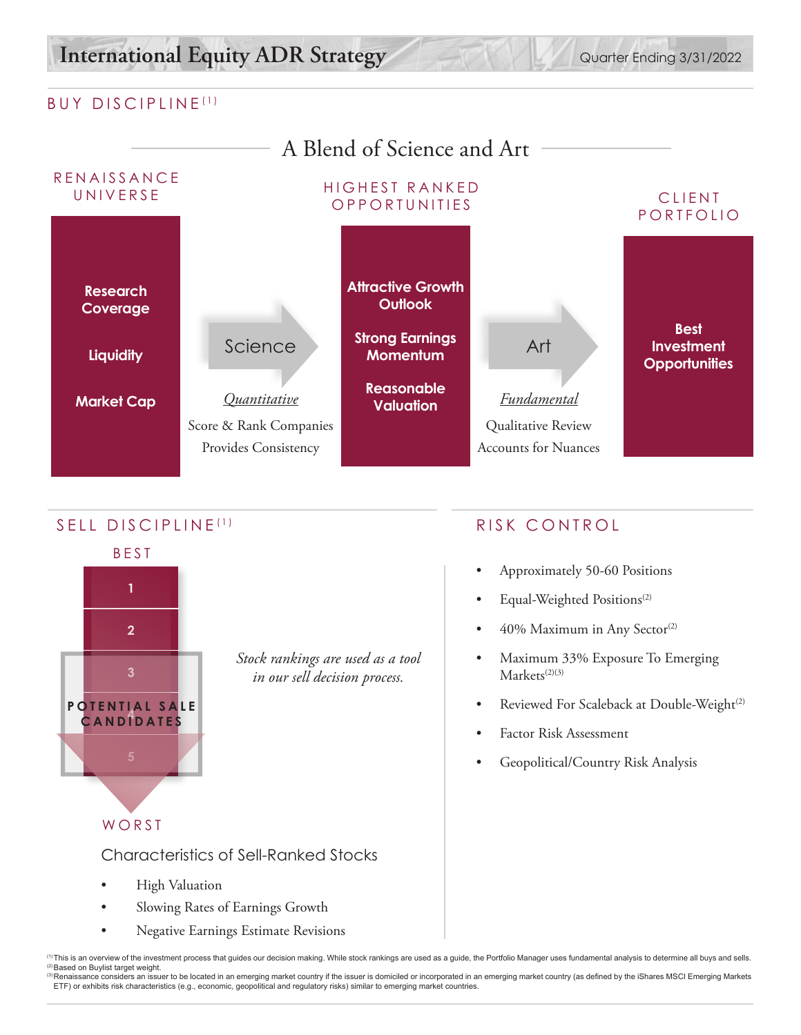# International Equity ADR Strategy

Quarter Ending 3/31/2022

## BUY DISCIPLINE[1]

### A Blend of Science and Art

**RENAISSANCE UNIVERSE**

- **Research Coverage**
- **Liquidity**
- **Market Cap**

**Science** → *Quantitative*

Score & Rank Companies
Provides Consistency

**HIGHEST RANKED OPPORTUNITIES**

- **Attractive Growth Outlook**
- **Strong Earnings Momentum**
- **Reasonable Valuation**

**Art** → *Fundamental*

Qualitative Review
Accounts for Nuances

**CLIENT PORTFOLIO**

- **Best Investment Opportunities**

## SELL DISCIPLINE[1]

BEST

1
2
3
4
5

POTENTIAL SALE CANDIDATES

WORST

*Stock rankings are used as a tool in our sell decision process.*

Characteristics of Sell-Ranked Stocks

- High Valuation
- Slowing Rates of Earnings Growth
- Negative Earnings Estimate Revisions

## RISK CONTROL

- Approximately 50-60 Positions
- Equal-Weighted Positions[2]
- 40% Maximum in Any Sector[2]
- Maximum 33% Exposure To Emerging Markets[2][3]
- Reviewed For Scaleback at Double-Weight[2]
- Factor Risk Assessment
- Geopolitical/Country Risk Analysis

[1] This is an overview of the investment process that guides our decision making. While stock rankings are used as a guide, the Portfolio Manager uses fundamental analysis to determine all buys and sells.
[2] Based on Buylist target weight.
[3] Renaissance considers an issuer to be located in an emerging market country if the issuer is domiciled or incorporated in an emerging market country (as defined by the iShares MSCI Emerging Markets ETF) or exhibits risk characteristics (e.g., economic, geopolitical and regulatory risks) similar to emerging market countries.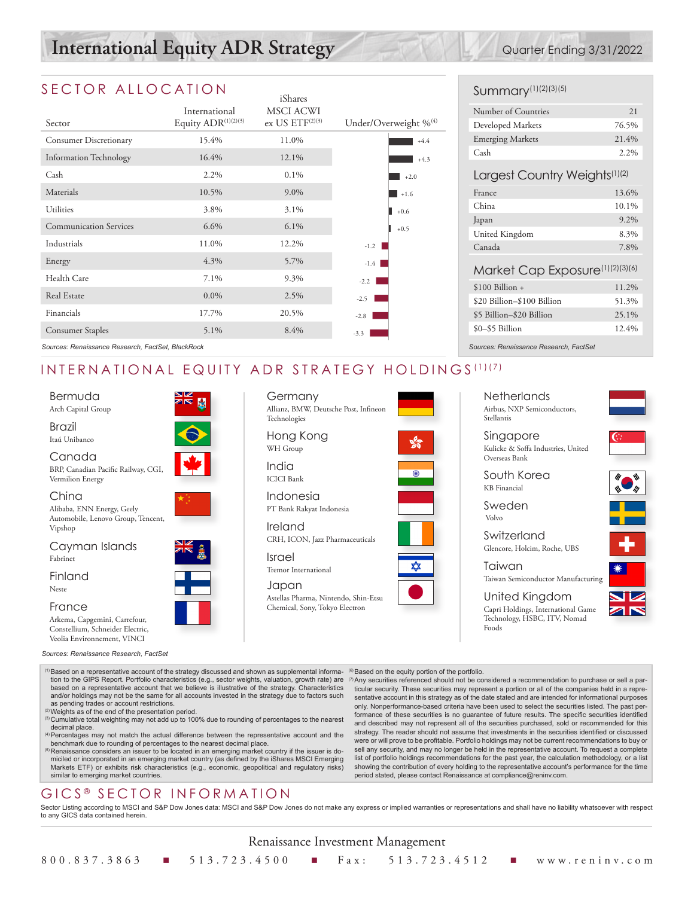# International Equity ADR Strategy

Quarter Ending 3/31/2022

## SECTOR ALLOCATION

| Sector | International Equity ADR[1][2][3] | iShares MSCI ACWI ex US ETF[2][3] | Under/Overweight %[4] |
|---|---|---|---|
| Consumer Discretionary | 15.4% | 11.0% | +4.4 |
| Information Technology | 16.4% | 12.1% | +4.3 |
| Cash | 2.2% | 0.1% | +2.0 |
| Materials | 10.5% | 9.0% | +1.6 |
| Utilities | 3.8% | 3.1% | +0.6 |
| Communication Services | 6.6% | 6.1% | +0.5 |
| Industrials | 11.0% | 12.2% | -1.2 |
| Energy | 4.3% | 5.7% | -1.4 |
| Health Care | 7.1% | 9.3% | -2.2 |
| Real Estate | 0.0% | 2.5% | -2.5 |
| Financials | 17.7% | 20.5% | -2.8 |
| Consumer Staples | 5.1% | 8.4% | -3.3 |

*Sources: Renaissance Research, FactSet, BlackRock*

## Summary[1][2][3][5]

| | |
|---|---|
| Number of Countries | 21 |
| Developed Markets | 76.5% |
| Emerging Markets | 21.4% |
| Cash | 2.2% |

## Largest Country Weights[1][2]

| | |
|---|---|
| France | 13.6% |
| China | 10.1% |
| Japan | 9.2% |
| United Kingdom | 8.3% |
| Canada | 7.8% |

## Market Cap Exposure[1][2][3][6]

| | |
|---|---|
| $100 Billion + | 11.2% |
| $20 Billion–$100 Billion | 51.3% |
| $5 Billion–$20 Billion | 25.1% |
| $0–$5 Billion | 12.4% |

*Sources: Renaissance Research, FactSet*

## INTERNATIONAL EQUITY ADR STRATEGY HOLDINGS[1][7]

**Bermuda**
Arch Capital Group

**Brazil**
Itaú Unibanco

**Canada**
BRP, Canadian Pacific Railway, CGI, Vermilion Energy

**China**
Alibaba, ENN Energy, Geely Automobile, Lenovo Group, Tencent, Vipshop

**Cayman Islands**
Fabrinet

**Finland**
Neste

**France**
Arkema, Capgemini, Carrefour, Constellium, Schneider Electric, Veolia Environnement, VINCI

**Germany**
Allianz, BMW, Deutsche Post, Infineon Technologies

**Hong Kong**
WH Group

**India**
ICICI Bank

**Indonesia**
PT Bank Rakyat Indonesia

**Ireland**
CRH, ICON, Jazz Pharmaceuticals

**Israel**
Tremor International

**Japan**
Astellas Pharma, Nintendo, Shin-Etsu Chemical, Sony, Tokyo Electron

**Netherlands**
Airbus, NXP Semiconductors, Stellantis

**Singapore**
Kulicke & Soffa Industries, United Overseas Bank

**South Korea**
KB Financial

**Sweden**
Volvo

**Switzerland**
Glencore, Holcim, Roche, UBS

**Taiwan**
Taiwan Semiconductor Manufacturing

**United Kingdom**
Capri Holdings, International Game Technology, HSBC, ITV, Nomad Foods

*Sources: Renaissance Research, FactSet*

[1] Based on a representative account of the strategy discussed and shown as supplemental information to the GIPS Report. Portfolio characteristics (e.g., sector weights, valuation, growth rate) are based on a representative account that we believe is illustrative of the strategy. Characteristics and/or holdings may not be the same for all accounts invested in the strategy due to factors such as pending trades or account restrictions.
[2] Weights as of the end of the presentation period.
[3] Cumulative total weighting may not add up to 100% due to rounding of percentages to the nearest decimal place.
[4] Percentages may not match the actual difference between the representative account and the benchmark due to rounding of percentages to the nearest decimal place.
[5] Renaissance considers an issuer to be located in an emerging market country if the issuer is domiciled or incorporated in an emerging market country (as defined by the iShares MSCI Emerging Markets ETF) or exhibits risk characteristics (e.g., economic, geopolitical and regulatory risks) similar to emerging market countries.
[6] Based on the equity portion of the portfolio.
[7] Any securities referenced should not be considered a recommendation to purchase or sell a particular security. These securities may represent a portion or all of the companies held in a representative account in this strategy as of the date stated and are intended for informational purposes only. Nonperformance-based criteria have been used to select the securities listed. The past performance of these securities is no guarantee of future results. The specific securities identified and described may not represent all of the securities purchased, sold or recommended for this strategy. The reader should not assume that investments in the securities identified or discussed were or will prove to be profitable. Portfolio holdings may not be current recommendations to buy or sell any security, and may no longer be held in the representative account. To request a complete list of portfolio holdings recommendations for the past year, the calculation methodology, or a list showing the contribution of every holding to the representative account's performance for the time period stated, please contact Renaissance at compliance@reninv.com.

## GICS® SECTOR INFORMATION

Sector Listing according to MSCI and S&P Dow Jones data: MSCI and S&P Dow Jones do not make any express or implied warranties or representations and shall have no liability whatsoever with respect to any GICS data contained herein.

Renaissance Investment Management

800.837.3863 ■ 513.723.4500 ■ Fax: 513.723.4512 ■ www.reninv.com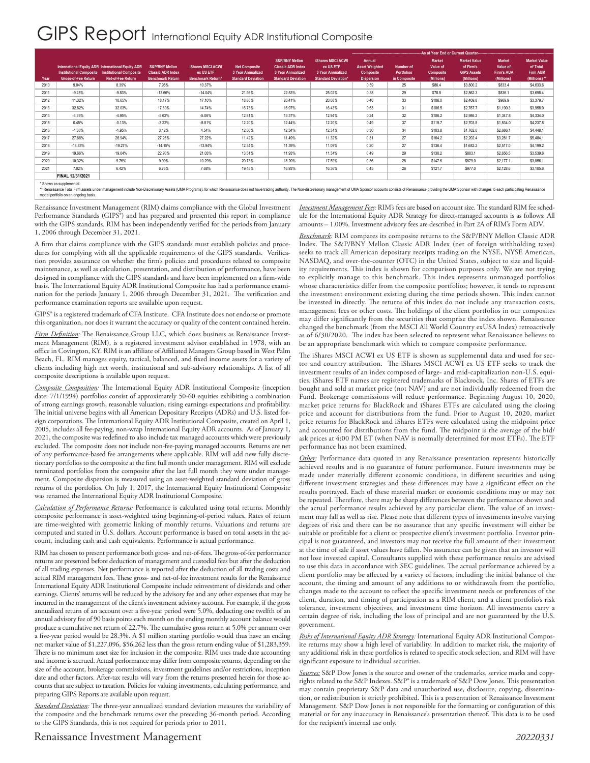# GIPS Report International Equity ADR Institutional Composite

| Year | International Equity ADR Institutional Composite Gross-of-Fee Return | International Equity ADR Institutional Composite Net-of-Fee Return | S&P/BNY Mellon Classic ADR Index Benchmark Return | iShares MSCI ACWI ex US ETF Benchmark Return* | Net Composite 3 Year Annualized Standard Deviation | S&P/BNY Mellon Classic ADR Index 3 Year Annualized Standard Deviation | iShares MSCI ACWI ex US ETF 3 Year Annualized Standard Deviation* | Annual Asset Weighted Composite Dispersion | Number of Portfolios in Composite | Market Value of Composite (Millions) | Market Value of Firm's GIPS Assets (Millions) | Market Value of Firm's AUA (Millions) | Market Value of Total Firm AUM (Millions) ** |
|---|---|---|---|---|---|---|---|---|---|---|---|---|---|
| | | | | | | | | -As of Year End or Current Quarter- | | | | | |
| 2010 | 9.04% | 8.39% | 7.95% | 10.37% | | | | 0.59 | 25 | $88.4 | $3,800.2 | $833.4 | $4,633.6 |
| 2011 | -9.28% | -9.83% | -13.66% | -14.04% | 21.98% | 22.53% | 25.02% | 0.38 | 29 | $78.5 | $2,862.3 | $836.1 | $3,698.4 |
| 2012 | 11.32% | 10.65% | 18.17% | 17.10% | 18.86% | 20.41% | 20.08% | 0.40 | 33 | $106.0 | $2,409.8 | $969.9 | $3,379.7 |
| 2013 | 32.82% | 32.03% | 17.80% | 14.74% | 16.73% | 16.97% | 16.43% | 0.53 | 31 | $106.5 | $2,767.7 | $1,190.3 | $3,958.0 |
| 2014 | -4.39% | -4.95% | -5.62% | -5.06% | 12.81% | 13.37% | 12.94% | 0.24 | 32 | $106.2 | $2,986.2 | $1,347.8 | $4,334.0 |
| 2015 | 0.45% | -0.13% | -3.22% | -5.81% | 12.20% | 12.44% | 12.20% | 0.49 | 37 | $115.7 | $2,703.8 | $1,534.0 | $4,237.8 |
| 2016 | -1.36% | -1.95% | 3.12% | 4.54% | 12.06% | 12.34% | 12.34% | 0.30 | 34 | $103.8 | $1,762.0 | $2,686.1 | $4,448.1 |
| 2017 | 27.66% | 26.94% | 27.26% | 27.22% | 11.42% | 11.49% | 11.32% | 0.31 | 27 | $164.2 | $2,202.4 | $3,281.7 | $5,484.1 |
| 2018 | -18.83% | -19.27% | -14.15% | -13.94% | 12.34% | 11.39% | 11.09% | 0.20 | 27 | $136.4 | $1,682.2 | $2,517.0 | $4,199.2 |
| 2019 | 19.66% | 19.04% | 22.90% | 21.03% | 13.51% | 11.93% | 11.34% | 0.49 | 29 | $130.2 | $883.1 | $2,656.5 | $3,539.6 |
| 2020 | 10.32% | 9.76% | 9.99% | 10.29% | 20.73% | 18.20% | 17.59% | 0.36 | 28 | $147.6 | $879.0 | $2,177.1 | $3,056.1 |
| 2021 | 7.02% | 6.42% | 6.76% | 7.68% | 19.48% | 16.93% | 16.36% | 0.45 | 26 | $121.7 | $977.0 | $2,128.6 | $3,105.6 |
| | FINAL 12/31/2021 | | | | | | | | | | | | |

\* Shown as supplemental.

\*\* Renaissance Total Firm assets under management include Non-Discretionary Assets (UMA Programs), for which Renaissance does not have trading authority. The Non-discretionary management of UMA Sponsor accounts consists of Renaissance providing the UMA Sponsor with changes to each participating Renaissance model portfolio on an ongoing basis.

Renaissance Investment Management (RIM) claims compliance with the Global Investment Performance Standards (GIPS®) and has prepared and presented this report in compliance with the GIPS standards. RIM has been independently verified for the periods from January 1, 2006 through December 31, 2021.

A firm that claims compliance with the GIPS standards must establish policies and procedures for complying with all the applicable requirements of the GIPS standards. Verification provides assurance on whether the firm's policies and procedures related to composite maintenance, as well as calculation, presentation, and distribution of performance, have been designed in compliance with the GIPS standards and have been implemented on a firm-wide basis. The International Equity ADR Institutional Composite has had a performance examination for the periods January 1, 2006 through December 31, 2021. The verification and performance examination reports are available upon request.

GIPS® is a registered trademark of CFA Institute. CFA Institute does not endorse or promote this organization, nor does it warrant the accuracy or quality of the content contained herein.

*Firm Definition:* The Renaissance Group LLC, which does business as Renaissance Investment Management (RIM), is a registered investment advisor established in 1978, with an office in Covington, KY. RIM is an affiliate of Affiliated Managers Group based in West Palm Beach, FL. RIM manages equity, tactical, balanced, and fixed income assets for a variety of clients including high net worth, institutional and sub-advisory relationships. A list of all composite descriptions is available upon request.

*Composite Composition:* The International Equity ADR Institutional Composite (inception date: 7/1/1994) portfolios consist of approximately 50-60 equities exhibiting a combination of strong earnings growth, reasonable valuation, rising earnings expectations and profitability. The initial universe begins with all American Depositary Receipts (ADRs) and U.S. listed foreign corporations. The International Equity ADR Institutional Composite, created on April 1, 2005, includes all fee-paying, non-wrap International Equity ADR accounts. As of January 1, 2021, the composite was redefined to also include tax managed accounts which were previously excluded. The composite does not include non-fee-paying managed accounts. Returns are net of any performance-based fee arrangements where applicable. RIM will add new fully discretionary portfolios to the composite at the first full month under management. RIM will exclude terminated portfolios from the composite after the last full month they were under management. Composite dispersion is measured using an asset-weighted standard deviation of gross returns of the portfolios. On July 1, 2017, the International Equity Institutional Composite was renamed the International Equity ADR Institutional Composite.

*Calculation of Performance Returns:* Performance is calculated using total returns. Monthly composite performance is asset-weighted using beginning-of-period values. Rates of return are time-weighted with geometric linking of monthly returns. Valuations and returns are computed and stated in U.S. dollars. Account performance is based on total assets in the account, including cash and cash equivalents. Performance is actual performance.

RIM has chosen to present performance both gross- and net-of-fees. The gross-of-fee performance returns are presented before deduction of management and custodial fees but after the deduction of all trading expenses. Net performance is reported after the deduction of all trading costs and actual RIM management fees. These gross- and net-of-fee investment results for the Renaissance International Equity ADR Institutional Composite include reinvestment of dividends and other earnings. Clients' returns will be reduced by the advisory fee and any other expenses that may be incurred in the management of the client's investment advisory account. For example, if the gross annualized return of an account over a five-year period were 5.0%, deducting one twelfth of an annual advisory fee of 90 basis points each month on the ending monthly account balance would produce a cumulative net return of 22.7%. The cumulative gross return at 5.0% per annum over a five-year period would be 28.3%. A $1 million starting portfolio would thus have an ending net market value of $1,227,096, $56,262 less than the gross return ending value of $1,283,359. There is no minimum asset size for inclusion in the composite. RIM uses trade date accounting and income is accrued. Actual performance may differ from composite returns, depending on the size of the account, brokerage commissions, investment guidelines and/or restrictions, inception date and other factors. After-tax results will vary from the returns presented herein for those accounts that are subject to taxation. Policies for valuing investments, calculating performance, and preparing GIPS Reports are available upon request.

*Standard Deviation:* The three-year annualized standard deviation measures the variability of the composite and the benchmark returns over the preceding 36-month period. According to the GIPS Standards, this is not required for periods prior to 2011.

*Investment Management Fees:* RIM's fees are based on account size. The standard RIM fee schedule for the International Equity ADR Strategy for direct-managed accounts is as follows: All amounts – 1.00%. Investment advisory fees are described in Part 2A of RIM's Form ADV.

*Benchmark:* RIM compares its composite returns to the S&P/BNY Mellon Classic ADR Index. The S&P/BNY Mellon Classic ADR Index (net of foreign withholding taxes) seeks to track all American depositary receipts trading on the NYSE, NYSE American, NASDAQ, and over-the-counter (OTC) in the United States, subject to size and liquidity requirements. This index is shown for comparison purposes only. We are not trying to explicitly manage to this benchmark. This index represents unmanaged portfolios whose characteristics differ from the composite portfolios; however, it tends to represent the investment environment existing during the time periods shown. This index cannot be invested in directly. The returns of this index do not include any transaction costs, management fees or other costs. The holdings of the client portfolios in our composites may differ significantly from the securities that comprise the index shown. Renaissance changed the benchmark (from the MSCI All World Country exUSA Index) retroactively as of 6/30/2020. The index has been selected to represent what Renaissance believes to be an appropriate benchmark with which to compare composite performance.

The iShares MSCI ACWI ex US ETF is shown as supplemental data and used for sector and country attribution. The iShares MSCI ACWI ex US ETF seeks to track the investment results of an index composed of large- and mid-capitalization non-U.S. equities. iShares ETF names are registered trademarks of Blackrock, Inc. Shares of ETFs are bought and sold at market price (not NAV) and are not individually redeemed from the Fund. Brokerage commissions will reduce performance. Beginning August 10, 2020, market price returns for BlackRock and iShares ETFs are calculated using the closing price and account for distributions from the fund. Prior to August 10, 2020, market price returns for BlackRock and iShares ETFs were calculated using the midpoint price and accounted for distributions from the fund. The midpoint is the average of the bid/ask prices at 4:00 PM ET (when NAV is normally determined for most ETFs). The ETF performance has not been examined.

*Other:* Performance data quoted in any Renaissance presentation represents historically achieved results and is no guarantee of future performance. Future investments may be made under materially different economic conditions, in different securities and using different investment strategies and these differences may have a significant effect on the results portrayed. Each of these material market or economic conditions may or may not be repeated. Therefore, there may be sharp differences between the performance shown and the actual performance results achieved by any particular client. The value of an investment may fall as well as rise. Please note that different types of investments involve varying degrees of risk and there can be no assurance that any specific investment will either be suitable or profitable for a client or prospective client's investment portfolio. Investor principal is not guaranteed, and investors may not receive the full amount of their investment at the time of sale if asset values have fallen. No assurance can be given that an investor will not lose invested capital. Consultants supplied with these performance results are advised to use this data in accordance with SEC guidelines. The actual performance achieved by a client portfolio may be affected by a variety of factors, including the initial balance of the account, the timing and amount of any additions to or withdrawals from the portfolio, changes made to the account to reflect the specific investment needs or preferences of the client, duration, and timing of participation as a RIM client, and a client portfolio's risk tolerance, investment objectives, and investment time horizon. All investments carry a certain degree of risk, including the loss of principal and are not guaranteed by the U.S. government.

*Risks of International Equity ADR Strategy:* International Equity ADR Institutional Composite returns may show a high level of variability. In addition to market risk, the majority of any additional risk in these portfolios is related to specific stock selection, and RIM will have significant exposure to individual securities.

*Sources:* S&P Dow Jones is the source and owner of the trademarks, service marks and copyrights related to the S&P Indexes. S&P® is a trademark of S&P Dow Jones. This presentation may contain proprietary S&P data and unauthorized use, disclosure, copying, dissemination, or redistribution is strictly prohibited. This is a presentation of Renaissance Investment Management. S&P Dow Jones is not responsible for the formatting or configuration of this material or for any inaccuracy in Renaissance's presentation thereof. This data is to be used for the recipient's internal use only.

Renaissance Investment Management

*20220331*